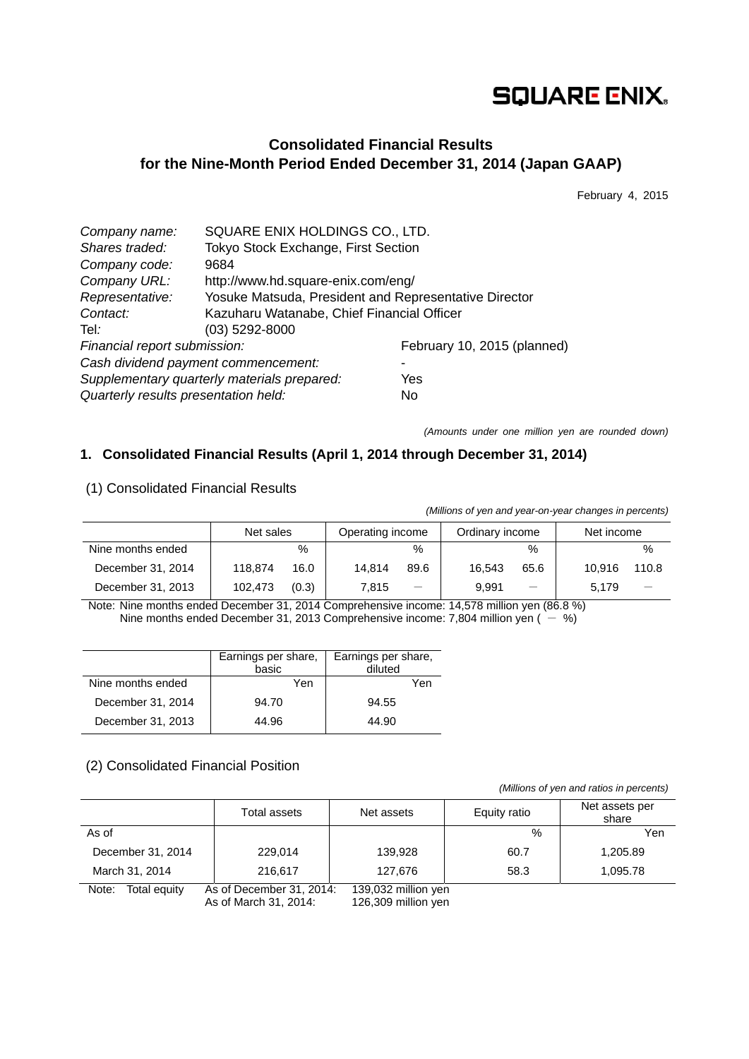SQUARE ENIX

# Consolidated Financial Results for the Nine-Month Period Ended December 31, 2014 (Japan GAAP)

February 4, 2015

| | | |
|---|---|---|
| *Company name:* | SQUARE ENIX HOLDINGS CO., LTD. | |
| *Shares traded:* | Tokyo Stock Exchange, First Section | |
| *Company code:* | 9684 | |
| *Company URL:* | http://www.hd.square-enix.com/eng/ | |
| *Representative:* | Yosuke Matsuda, President and Representative Director | |
| *Contact:* | Kazuharu Watanabe, Chief Financial Officer | |
| Tel*:* | (03) 5292-8000 | |
| *Financial report submission:* | | February 10, 2015 (planned) |
| *Cash dividend payment commencement:* | | - |
| *Supplementary quarterly materials prepared:* | | Yes |
| *Quarterly results presentation held:* | | No |

*(Amounts under one million yen are rounded down)*

## 1. Consolidated Financial Results (April 1, 2014 through December 31, 2014)

### (1) Consolidated Financial Results

*(Millions of yen and year-on-year changes in percents)*

| | Net sales | | Operating income | | Ordinary income | | Net income | |
|---|---|---|---|---|---|---|---|---|
| Nine months ended | | % | | % | | % | | % |
| December 31, 2014 | 118,874 | 16.0 | 14,814 | 89.6 | 16,543 | 65.6 | 10,916 | 110.8 |
| December 31, 2013 | 102,473 | (0.3) | 7,815 | ― | 9,991 | ― | 5,179 | ― |

Note: Nine months ended December 31, 2014 Comprehensive income: 14,578 million yen (86.8 %)
Nine months ended December 31, 2013 Comprehensive income: 7,804 million yen ( ― %)

| | Earnings per share, basic | Earnings per share, diluted |
|---|---|---|
| Nine months ended | Yen | Yen |
| December 31, 2014 | 94.70 | 94.55 |
| December 31, 2013 | 44.96 | 44.90 |

### (2) Consolidated Financial Position

*(Millions of yen and ratios in percents)*

| | Total assets | Net assets | Equity ratio | Net assets per share |
|---|---|---|---|---|
| As of | | | % | Yen |
| December 31, 2014 | 229,014 | 139,928 | 60.7 | 1,205.89 |
| March 31, 2014 | 216,617 | 127,676 | 58.3 | 1,095.78 |

Note: Total equity As of December 31, 2014: 139,032 million yen
As of March 31, 2014: 126,309 million yen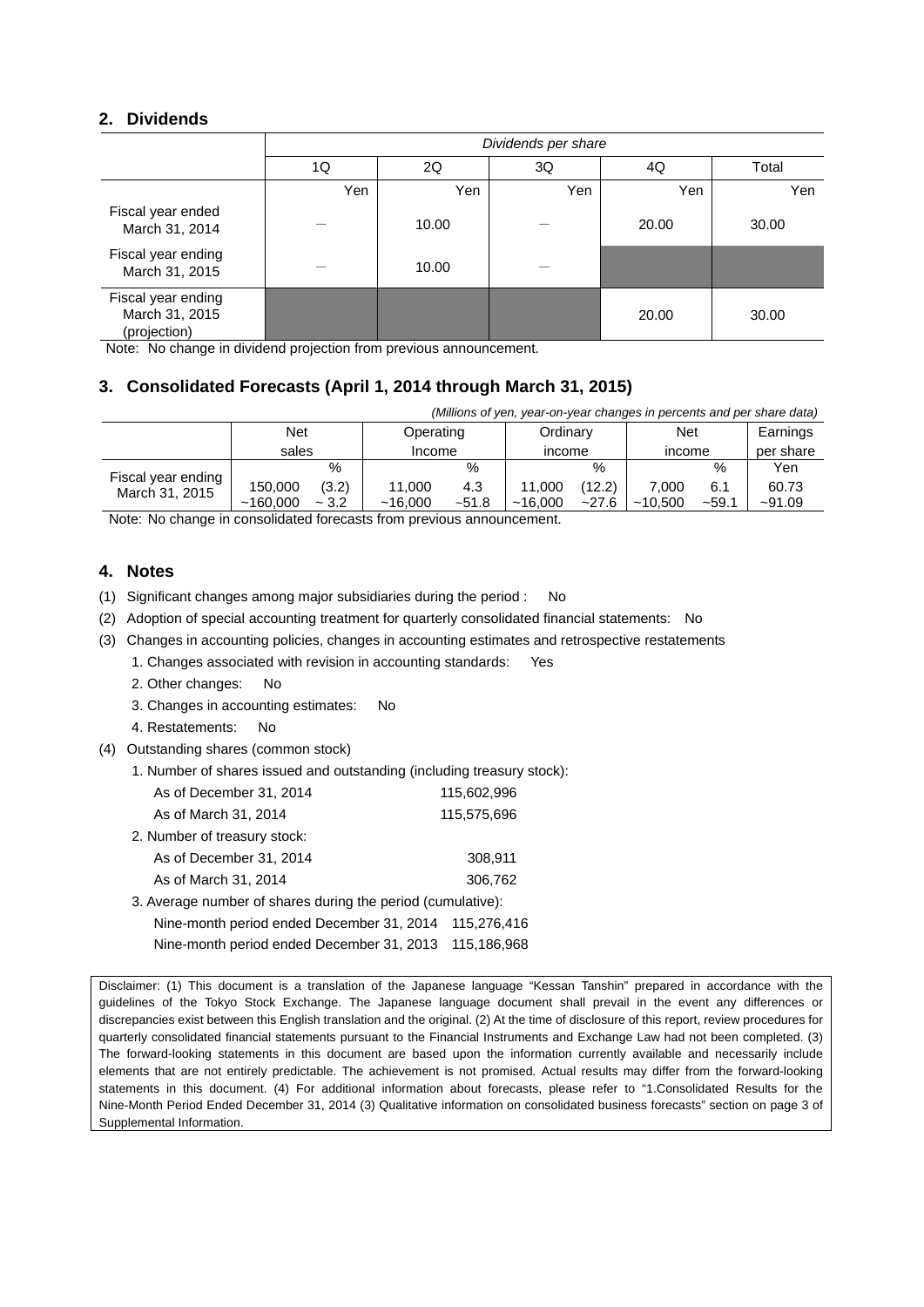## 2. Dividends

| | Dividends per share | | | | |
|---|---|---|---|---|---|
| | 1Q | 2Q | 3Q | 4Q | Total |
| | Yen | Yen | Yen | Yen | Yen |
| Fiscal year ended March 31, 2014 | － | 10.00 | － | 20.00 | 30.00 |
| Fiscal year ending March 31, 2015 | － | 10.00 | － | | |
| Fiscal year ending March 31, 2015 (projection) | | | | 20.00 | 30.00 |

Note: No change in dividend projection from previous announcement.

## 3. Consolidated Forecasts (April 1, 2014 through March 31, 2015)

*(Millions of yen, year-on-year changes in percents and per share data)*

| | Net sales | | Operating Income | | Ordinary income | | Net income | | Earnings per share |
|---|---|---|---|---|---|---|---|---|---|
| | | % | | % | | % | | % | Yen |
| Fiscal year ending March 31, 2015 | 150,000 ~160,000 | (3.2) ~ 3.2 | 11,000 ~16,000 | 4.3 ~51.8 | 11,000 ~16,000 | (12.2) ~27.6 | 7,000 ~10,500 | 6.1 ~59.1 | 60.73 ~91.09 |

Note: No change in consolidated forecasts from previous announcement.

## 4. Notes

(1) Significant changes among major subsidiaries during the period : No

(2) Adoption of special accounting treatment for quarterly consolidated financial statements: No

(3) Changes in accounting policies, changes in accounting estimates and retrospective restatements

1. Changes associated with revision in accounting standards: Yes
2. Other changes: No
3. Changes in accounting estimates: No
4. Restatements: No

(4) Outstanding shares (common stock)

1. Number of shares issued and outstanding (including treasury stock):
   - As of December 31, 2014 115,602,996
   - As of March 31, 2014 115,575,696
2. Number of treasury stock:
   - As of December 31, 2014 308,911
   - As of March 31, 2014 306,762
3. Average number of shares during the period (cumulative):
   - Nine-month period ended December 31, 2014 115,276,416
   - Nine-month period ended December 31, 2013 115,186,968

Disclaimer: (1) This document is a translation of the Japanese language "Kessan Tanshin" prepared in accordance with the guidelines of the Tokyo Stock Exchange. The Japanese language document shall prevail in the event any differences or discrepancies exist between this English translation and the original. (2) At the time of disclosure of this report, review procedures for quarterly consolidated financial statements pursuant to the Financial Instruments and Exchange Law had not been completed. (3) The forward-looking statements in this document are based upon the information currently available and necessarily include elements that are not entirely predictable. The achievement is not promised. Actual results may differ from the forward-looking statements in this document. (4) For additional information about forecasts, please refer to "1.Consolidated Results for the Nine-Month Period Ended December 31, 2014 (3) Qualitative information on consolidated business forecasts" section on page 3 of Supplemental Information.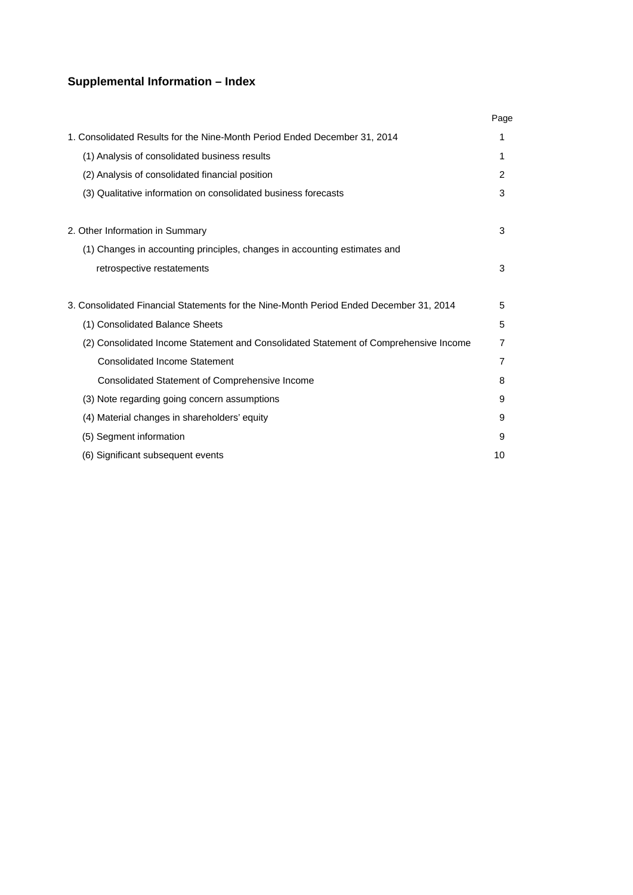## Supplemental Information – Index

| | Page |
|---|---|
| 1. Consolidated Results for the Nine-Month Period Ended December 31, 2014 | 1 |
| (1) Analysis of consolidated business results | 1 |
| (2) Analysis of consolidated financial position | 2 |
| (3) Qualitative information on consolidated business forecasts | 3 |
| | |
| 2. Other Information in Summary | 3 |
| (1) Changes in accounting principles, changes in accounting estimates and retrospective restatements | 3 |
| | |
| 3. Consolidated Financial Statements for the Nine-Month Period Ended December 31, 2014 | 5 |
| (1) Consolidated Balance Sheets | 5 |
| (2) Consolidated Income Statement and Consolidated Statement of Comprehensive Income | 7 |
| Consolidated Income Statement | 7 |
| Consolidated Statement of Comprehensive Income | 8 |
| (3) Note regarding going concern assumptions | 9 |
| (4) Material changes in shareholders' equity | 9 |
| (5) Segment information | 9 |
| (6) Significant subsequent events | 10 |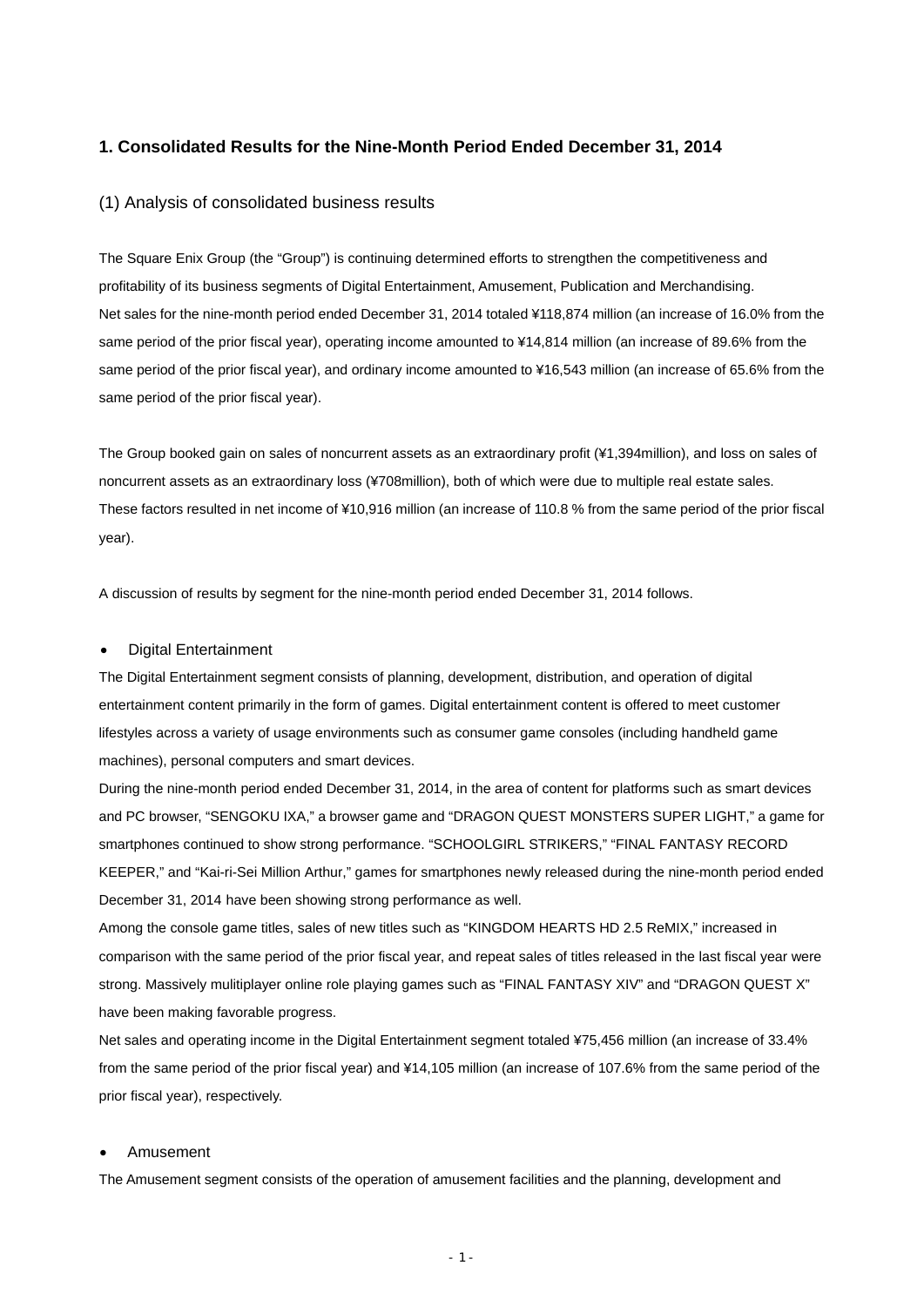## 1. Consolidated Results for the Nine-Month Period Ended December 31, 2014

### (1) Analysis of consolidated business results

The Square Enix Group (the "Group") is continuing determined efforts to strengthen the competitiveness and profitability of its business segments of Digital Entertainment, Amusement, Publication and Merchandising.
Net sales for the nine-month period ended December 31, 2014 totaled ¥118,874 million (an increase of 16.0% from the same period of the prior fiscal year), operating income amounted to ¥14,814 million (an increase of 89.6% from the same period of the prior fiscal year), and ordinary income amounted to ¥16,543 million (an increase of 65.6% from the same period of the prior fiscal year).

The Group booked gain on sales of noncurrent assets as an extraordinary profit (¥1,394million), and loss on sales of noncurrent assets as an extraordinary loss (¥708million), both of which were due to multiple real estate sales. These factors resulted in net income of ¥10,916 million (an increase of 110.8 % from the same period of the prior fiscal year).

A discussion of results by segment for the nine-month period ended December 31, 2014 follows.

- Digital Entertainment

The Digital Entertainment segment consists of planning, development, distribution, and operation of digital entertainment content primarily in the form of games. Digital entertainment content is offered to meet customer lifestyles across a variety of usage environments such as consumer game consoles (including handheld game machines), personal computers and smart devices.
During the nine-month period ended December 31, 2014, in the area of content for platforms such as smart devices and PC browser, "SENGOKU IXA," a browser game and "DRAGON QUEST MONSTERS SUPER LIGHT," a game for smartphones continued to show strong performance. "SCHOOLGIRL STRIKERS," "FINAL FANTASY RECORD KEEPER," and "Kai-ri-Sei Million Arthur," games for smartphones newly released during the nine-month period ended December 31, 2014 have been showing strong performance as well.
Among the console game titles, sales of new titles such as "KINGDOM HEARTS HD 2.5 ReMIX," increased in comparison with the same period of the prior fiscal year, and repeat sales of titles released in the last fiscal year were strong. Massively mulitiplayer online role playing games such as "FINAL FANTASY XIV" and "DRAGON QUEST X" have been making favorable progress.
Net sales and operating income in the Digital Entertainment segment totaled ¥75,456 million (an increase of 33.4% from the same period of the prior fiscal year) and ¥14,105 million (an increase of 107.6% from the same period of the prior fiscal year), respectively.

- Amusement

The Amusement segment consists of the operation of amusement facilities and the planning, development and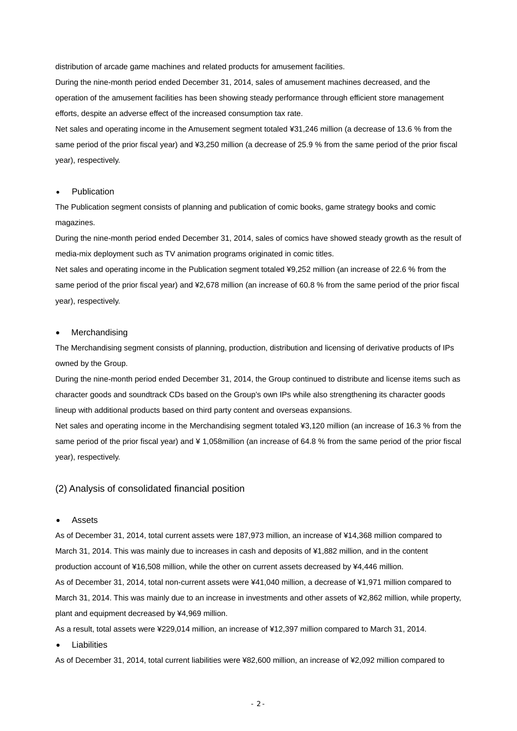distribution of arcade game machines and related products for amusement facilities.

During the nine-month period ended December 31, 2014, sales of amusement machines decreased, and the operation of the amusement facilities has been showing steady performance through efficient store management efforts, despite an adverse effect of the increased consumption tax rate.

Net sales and operating income in the Amusement segment totaled ¥31,246 million (a decrease of 13.6 % from the same period of the prior fiscal year) and ¥3,250 million (a decrease of 25.9 % from the same period of the prior fiscal year), respectively.

- Publication

The Publication segment consists of planning and publication of comic books, game strategy books and comic magazines.

During the nine-month period ended December 31, 2014, sales of comics have showed steady growth as the result of media-mix deployment such as TV animation programs originated in comic titles.

Net sales and operating income in the Publication segment totaled ¥9,252 million (an increase of 22.6 % from the same period of the prior fiscal year) and ¥2,678 million (an increase of 60.8 % from the same period of the prior fiscal year), respectively.

- Merchandising

The Merchandising segment consists of planning, production, distribution and licensing of derivative products of IPs owned by the Group.

During the nine-month period ended December 31, 2014, the Group continued to distribute and license items such as character goods and soundtrack CDs based on the Group's own IPs while also strengthening its character goods lineup with additional products based on third party content and overseas expansions.

Net sales and operating income in the Merchandising segment totaled ¥3,120 million (an increase of 16.3 % from the same period of the prior fiscal year) and ¥ 1,058million (an increase of 64.8 % from the same period of the prior fiscal year), respectively.

## (2) Analysis of consolidated financial position

- Assets

As of December 31, 2014, total current assets were 187,973 million, an increase of ¥14,368 million compared to March 31, 2014. This was mainly due to increases in cash and deposits of ¥1,882 million, and in the content production account of ¥16,508 million, while the other on current assets decreased by ¥4,446 million.

As of December 31, 2014, total non-current assets were ¥41,040 million, a decrease of ¥1,971 million compared to March 31, 2014. This was mainly due to an increase in investments and other assets of ¥2,862 million, while property, plant and equipment decreased by ¥4,969 million.

As a result, total assets were ¥229,014 million, an increase of ¥12,397 million compared to March 31, 2014.

- Liabilities

As of December 31, 2014, total current liabilities were ¥82,600 million, an increase of ¥2,092 million compared to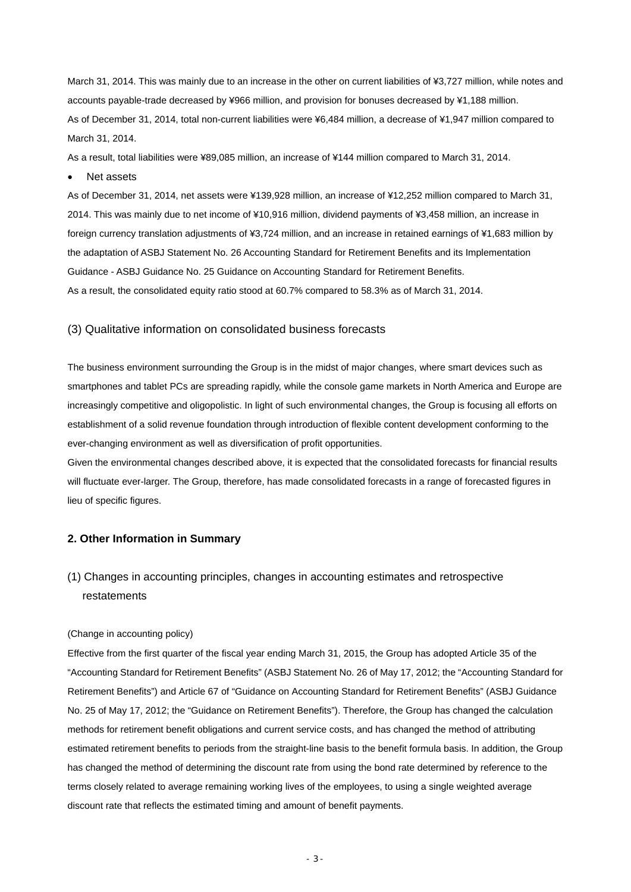March 31, 2014. This was mainly due to an increase in the other on current liabilities of ¥3,727 million, while notes and accounts payable-trade decreased by ¥966 million, and provision for bonuses decreased by ¥1,188 million.

As of December 31, 2014, total non-current liabilities were ¥6,484 million, a decrease of ¥1,947 million compared to March 31, 2014.

As a result, total liabilities were ¥89,085 million, an increase of ¥144 million compared to March 31, 2014.

- Net assets

As of December 31, 2014, net assets were ¥139,928 million, an increase of ¥12,252 million compared to March 31, 2014. This was mainly due to net income of ¥10,916 million, dividend payments of ¥3,458 million, an increase in foreign currency translation adjustments of ¥3,724 million, and an increase in retained earnings of ¥1,683 million by the adaptation of ASBJ Statement No. 26 Accounting Standard for Retirement Benefits and its Implementation Guidance - ASBJ Guidance No. 25 Guidance on Accounting Standard for Retirement Benefits.

As a result, the consolidated equity ratio stood at 60.7% compared to 58.3% as of March 31, 2014.

### (3) Qualitative information on consolidated business forecasts

The business environment surrounding the Group is in the midst of major changes, where smart devices such as smartphones and tablet PCs are spreading rapidly, while the console game markets in North America and Europe are increasingly competitive and oligopolistic. In light of such environmental changes, the Group is focusing all efforts on establishment of a solid revenue foundation through introduction of flexible content development conforming to the ever-changing environment as well as diversification of profit opportunities.

Given the environmental changes described above, it is expected that the consolidated forecasts for financial results will fluctuate ever-larger. The Group, therefore, has made consolidated forecasts in a range of forecasted figures in lieu of specific figures.

## 2. Other Information in Summary

### (1) Changes in accounting principles, changes in accounting estimates and retrospective restatements

(Change in accounting policy)

Effective from the first quarter of the fiscal year ending March 31, 2015, the Group has adopted Article 35 of the "Accounting Standard for Retirement Benefits" (ASBJ Statement No. 26 of May 17, 2012; the "Accounting Standard for Retirement Benefits") and Article 67 of "Guidance on Accounting Standard for Retirement Benefits" (ASBJ Guidance No. 25 of May 17, 2012; the "Guidance on Retirement Benefits"). Therefore, the Group has changed the calculation methods for retirement benefit obligations and current service costs, and has changed the method of attributing estimated retirement benefits to periods from the straight-line basis to the benefit formula basis. In addition, the Group has changed the method of determining the discount rate from using the bond rate determined by reference to the terms closely related to average remaining working lives of the employees, to using a single weighted average discount rate that reflects the estimated timing and amount of benefit payments.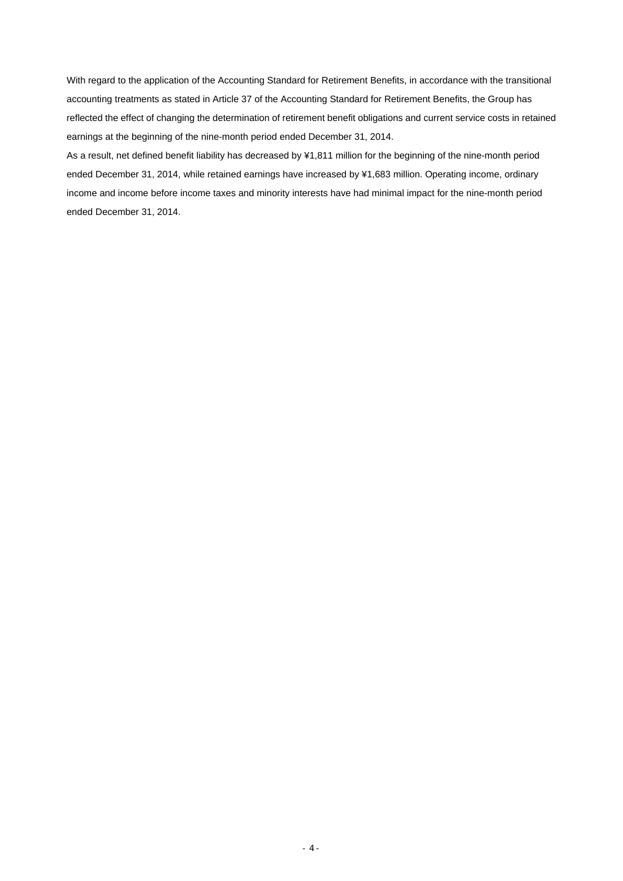With regard to the application of the Accounting Standard for Retirement Benefits, in accordance with the transitional accounting treatments as stated in Article 37 of the Accounting Standard for Retirement Benefits, the Group has reflected the effect of changing the determination of retirement benefit obligations and current service costs in retained earnings at the beginning of the nine-month period ended December 31, 2014.

As a result, net defined benefit liability has decreased by ¥1,811 million for the beginning of the nine-month period ended December 31, 2014, while retained earnings have increased by ¥1,683 million. Operating income, ordinary income and income before income taxes and minority interests have had minimal impact for the nine-month period ended December 31, 2014.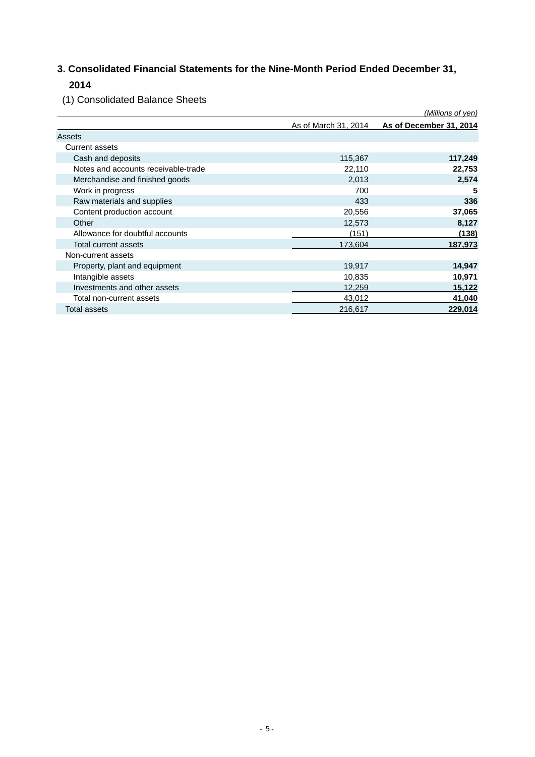## 3. Consolidated Financial Statements for the Nine-Month Period Ended December 31, 2014

### (1) Consolidated Balance Sheets

*(Millions of yen)*

| | As of March 31, 2014 | As of December 31, 2014 |
|---|---|---|
| Assets | | |
| Current assets | | |
| Cash and deposits | 115,367 | **117,249** |
| Notes and accounts receivable-trade | 22,110 | **22,753** |
| Merchandise and finished goods | 2,013 | **2,574** |
| Work in progress | 700 | **5** |
| Raw materials and supplies | 433 | **336** |
| Content production account | 20,556 | **37,065** |
| Other | 12,573 | **8,127** |
| Allowance for doubtful accounts | (151) | **(138)** |
| Total current assets | 173,604 | **187,973** |
| Non-current assets | | |
| Property, plant and equipment | 19,917 | **14,947** |
| Intangible assets | 10,835 | **10,971** |
| Investments and other assets | 12,259 | **15,122** |
| Total non-current assets | 43,012 | **41,040** |
| Total assets | 216,617 | **229,014** |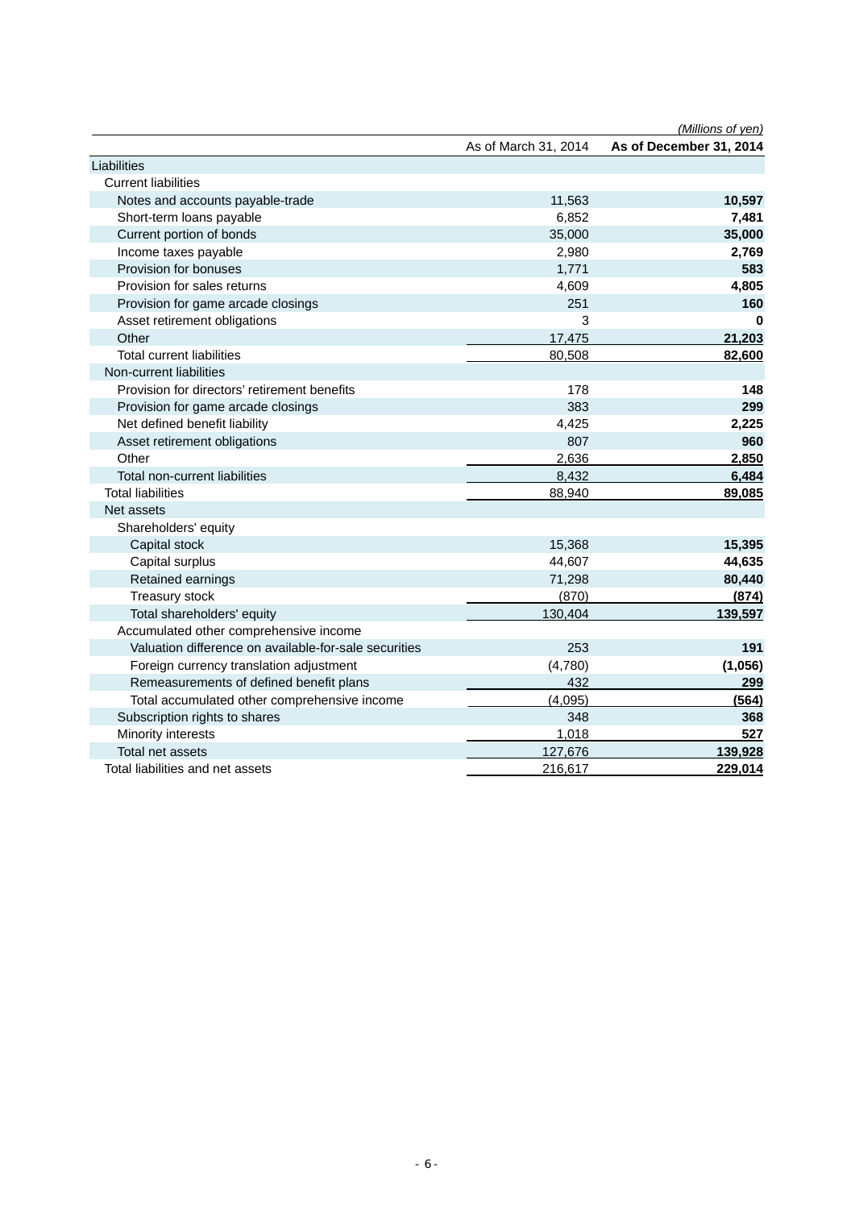(Millions of yen)

| | As of March 31, 2014 | **As of December 31, 2014** |
|---|---|---|
| Liabilities | | |
| Current liabilities | | |
| Notes and accounts payable-trade | 11,563 | **10,597** |
| Short-term loans payable | 6,852 | **7,481** |
| Current portion of bonds | 35,000 | **35,000** |
| Income taxes payable | 2,980 | **2,769** |
| Provision for bonuses | 1,771 | **583** |
| Provision for sales returns | 4,609 | **4,805** |
| Provision for game arcade closings | 251 | **160** |
| Asset retirement obligations | 3 | **0** |
| Other | 17,475 | **21,203** |
| Total current liabilities | 80,508 | **82,600** |
| Non-current liabilities | | |
| Provision for directors' retirement benefits | 178 | **148** |
| Provision for game arcade closings | 383 | **299** |
| Net defined benefit liability | 4,425 | **2,225** |
| Asset retirement obligations | 807 | **960** |
| Other | 2,636 | **2,850** |
| Total non-current liabilities | 8,432 | **6,484** |
| Total liabilities | 88,940 | **89,085** |
| Net assets | | |
| Shareholders' equity | | |
| Capital stock | 15,368 | **15,395** |
| Capital surplus | 44,607 | **44,635** |
| Retained earnings | 71,298 | **80,440** |
| Treasury stock | (870) | **(874)** |
| Total shareholders' equity | 130,404 | **139,597** |
| Accumulated other comprehensive income | | |
| Valuation difference on available-for-sale securities | 253 | **191** |
| Foreign currency translation adjustment | (4,780) | **(1,056)** |
| Remeasurements of defined benefit plans | 432 | **299** |
| Total accumulated other comprehensive income | (4,095) | **(564)** |
| Subscription rights to shares | 348 | **368** |
| Minority interests | 1,018 | **527** |
| Total net assets | 127,676 | **139,928** |
| Total liabilities and net assets | 216,617 | **229,014** |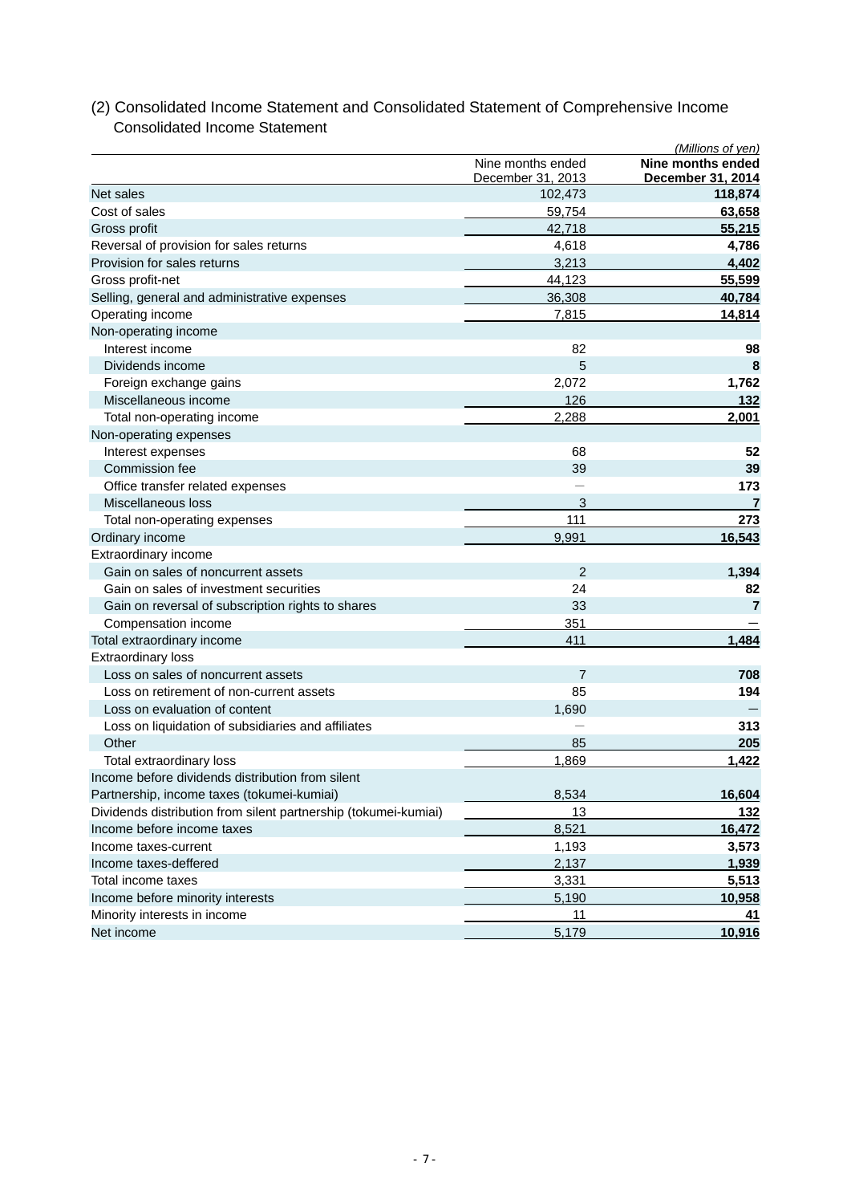## (2) Consolidated Income Statement and Consolidated Statement of Comprehensive Income

### Consolidated Income Statement

*(Millions of yen)*

| | Nine months ended December 31, 2013 | **Nine months ended December 31, 2014** |
|---|---|---|
| Net sales | 102,473 | **118,874** |
| Cost of sales | 59,754 | **63,658** |
| Gross profit | 42,718 | **55,215** |
| Reversal of provision for sales returns | 4,618 | **4,786** |
| Provision for sales returns | 3,213 | **4,402** |
| Gross profit-net | 44,123 | **55,599** |
| Selling, general and administrative expenses | 36,308 | **40,784** |
| Operating income | 7,815 | **14,814** |
| Non-operating income | | |
| Interest income | 82 | **98** |
| Dividends income | 5 | **8** |
| Foreign exchange gains | 2,072 | **1,762** |
| Miscellaneous income | 126 | **132** |
| Total non-operating income | 2,288 | **2,001** |
| Non-operating expenses | | |
| Interest expenses | 68 | **52** |
| Commission fee | 39 | **39** |
| Office transfer related expenses | — | **173** |
| Miscellaneous loss | 3 | **7** |
| Total non-operating expenses | 111 | **273** |
| Ordinary income | 9,991 | **16,543** |
| Extraordinary income | | |
| Gain on sales of noncurrent assets | 2 | **1,394** |
| Gain on sales of investment securities | 24 | **82** |
| Gain on reversal of subscription rights to shares | 33 | **7** |
| Compensation income | 351 | **—** |
| Total extraordinary income | 411 | **1,484** |
| Extraordinary loss | | |
| Loss on sales of noncurrent assets | 7 | **708** |
| Loss on retirement of non-current assets | 85 | **194** |
| Loss on evaluation of content | 1,690 | **—** |
| Loss on liquidation of subsidiaries and affiliates | — | **313** |
| Other | 85 | **205** |
| Total extraordinary loss | 1,869 | **1,422** |
| Income before dividends distribution from silent Partnership, income taxes (tokumei-kumiai) | 8,534 | **16,604** |
| Dividends distribution from silent partnership (tokumei-kumiai) | 13 | **132** |
| Income before income taxes | 8,521 | **16,472** |
| Income taxes-current | 1,193 | **3,573** |
| Income taxes-deffered | 2,137 | **1,939** |
| Total income taxes | 3,331 | **5,513** |
| Income before minority interests | 5,190 | **10,958** |
| Minority interests in income | 11 | **41** |
| Net income | 5,179 | **10,916** |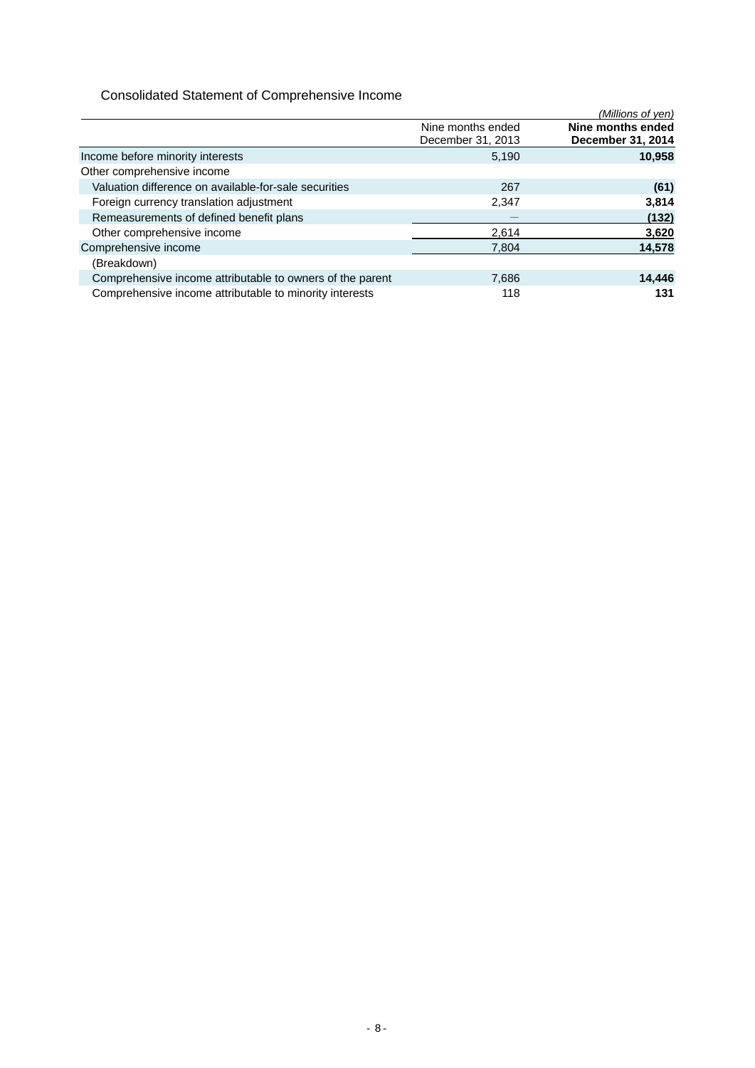## Consolidated Statement of Comprehensive Income

*(Millions of yen)*

| | Nine months ended December 31, 2013 | **Nine months ended December 31, 2014** |
|---|---|---|
| Income before minority interests | 5,190 | **10,958** |
| Other comprehensive income | | |
| Valuation difference on available-for-sale securities | 267 | **(61)** |
| Foreign currency translation adjustment | 2,347 | **3,814** |
| Remeasurements of defined benefit plans | ― | **(132)** |
| Other comprehensive income | 2,614 | **3,620** |
| Comprehensive income | 7,804 | **14,578** |
| (Breakdown) | | |
| Comprehensive income attributable to owners of the parent | 7,686 | **14,446** |
| Comprehensive income attributable to minority interests | 118 | **131** |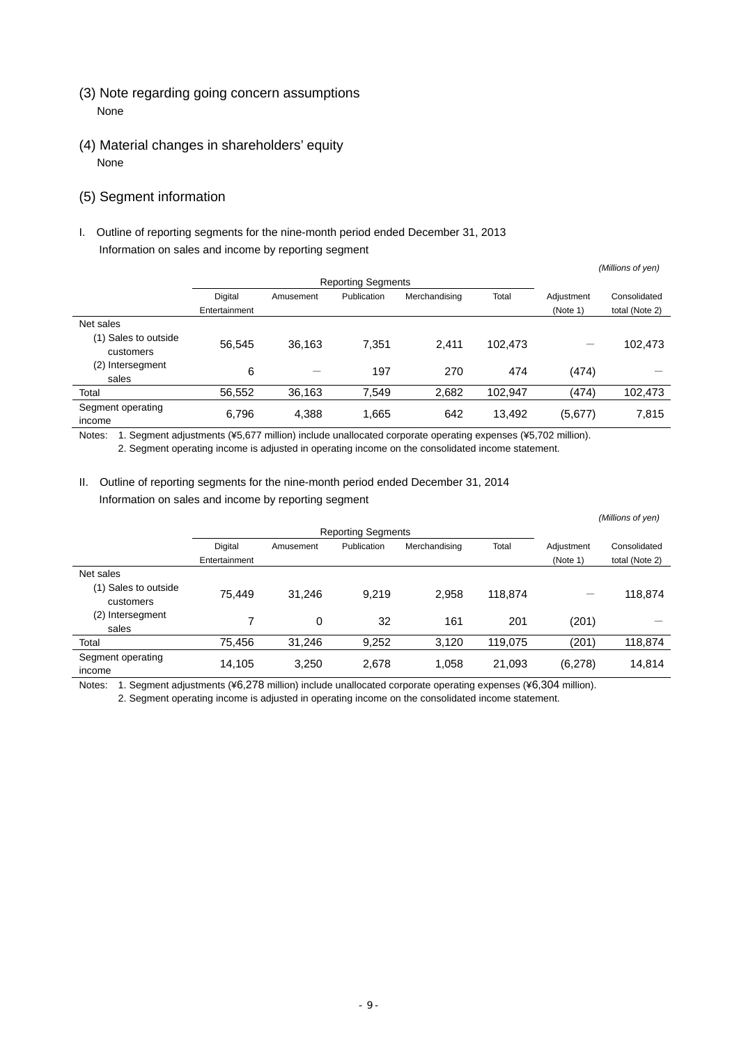### (3) Note regarding going concern assumptions

None

### (4) Material changes in shareholders' equity

None

### (5) Segment information

I. Outline of reporting segments for the nine-month period ended December 31, 2013

Information on sales and income by reporting segment

*(Millions of yen)*

| | Reporting Segments | | | | | | |
|---|---|---|---|---|---|---|---|
| | Digital Entertainment | Amusement | Publication | Merchandising | Total | Adjustment (Note 1) | Consolidated total (Note 2) |
| Net sales | | | | | | | |
| (1) Sales to outside customers | 56,545 | 36,163 | 7,351 | 2,411 | 102,473 | — | 102,473 |
| (2) Intersegment sales | 6 | — | 197 | 270 | 474 | (474) | — |
| Total | 56,552 | 36,163 | 7,549 | 2,682 | 102,947 | (474) | 102,473 |
| Segment operating income | 6,796 | 4,388 | 1,665 | 642 | 13,492 | (5,677) | 7,815 |

Notes: 1. Segment adjustments (¥5,677 million) include unallocated corporate operating expenses (¥5,702 million).

2. Segment operating income is adjusted in operating income on the consolidated income statement.

II. Outline of reporting segments for the nine-month period ended December 31, 2014

Information on sales and income by reporting segment

*(Millions of yen)*

| | Reporting Segments | | | | | | |
|---|---|---|---|---|---|---|---|
| | Digital Entertainment | Amusement | Publication | Merchandising | Total | Adjustment (Note 1) | Consolidated total (Note 2) |
| Net sales | | | | | | | |
| (1) Sales to outside customers | 75,449 | 31,246 | 9,219 | 2,958 | 118,874 | — | 118,874 |
| (2) Intersegment sales | 7 | 0 | 32 | 161 | 201 | (201) | — |
| Total | 75,456 | 31,246 | 9,252 | 3,120 | 119,075 | (201) | 118,874 |
| Segment operating income | 14,105 | 3,250 | 2,678 | 1,058 | 21,093 | (6,278) | 14,814 |

Notes: 1. Segment adjustments (¥6,278 million) include unallocated corporate operating expenses (¥6,304 million).

2. Segment operating income is adjusted in operating income on the consolidated income statement.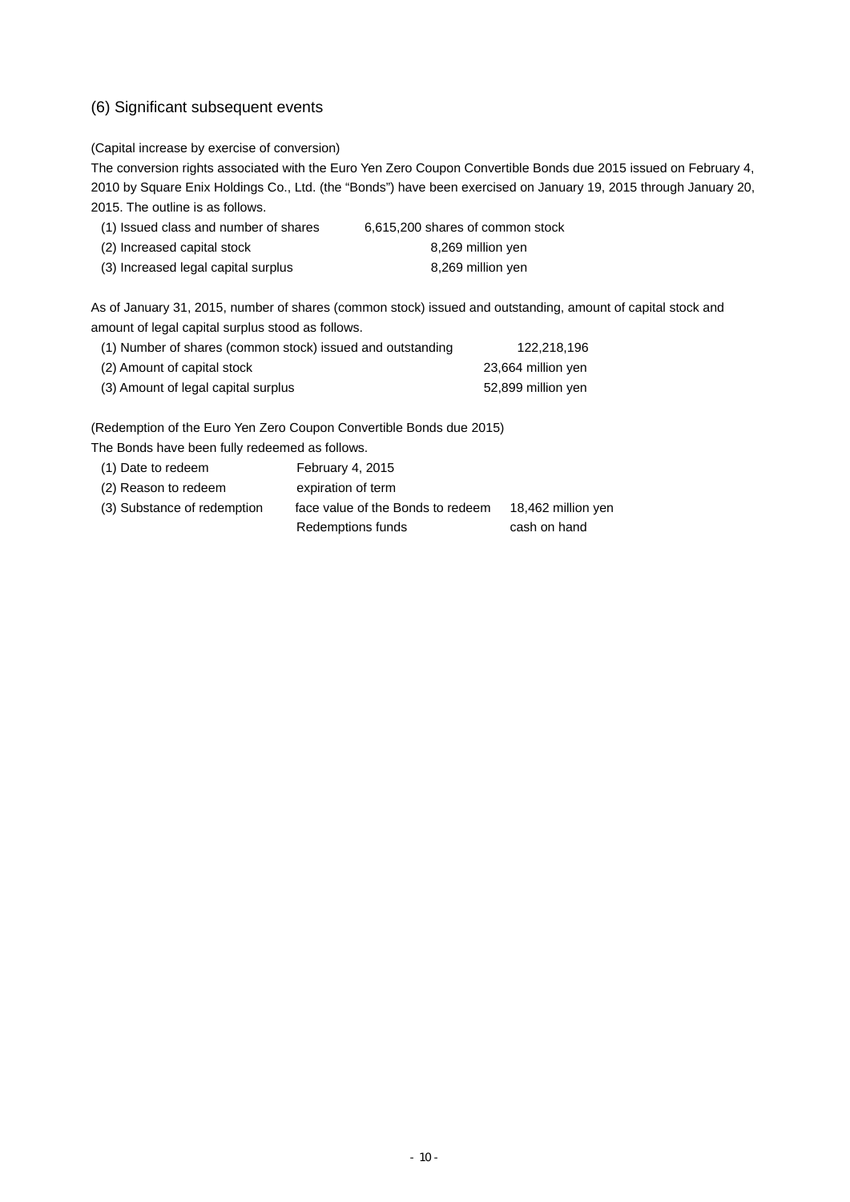## (6) Significant subsequent events

(Capital increase by exercise of conversion)

The conversion rights associated with the Euro Yen Zero Coupon Convertible Bonds due 2015 issued on February 4, 2010 by Square Enix Holdings Co., Ltd. (the "Bonds") have been exercised on January 19, 2015 through January 20, 2015. The outline is as follows.

| | |
|---|---|
| (1) Issued class and number of shares | 6,615,200 shares of common stock |
| (2) Increased capital stock | 8,269 million yen |
| (3) Increased legal capital surplus | 8,269 million yen |

As of January 31, 2015, number of shares (common stock) issued and outstanding, amount of capital stock and amount of legal capital surplus stood as follows.

| | |
|---|---|
| (1) Number of shares (common stock) issued and outstanding | 122,218,196 |
| (2) Amount of capital stock | 23,664 million yen |
| (3) Amount of legal capital surplus | 52,899 million yen |

(Redemption of the Euro Yen Zero Coupon Convertible Bonds due 2015)

The Bonds have been fully redeemed as follows.

| | | |
|---|---|---|
| (1) Date to redeem | February 4, 2015 | |
| (2) Reason to redeem | expiration of term | |
| (3) Substance of redemption | face value of the Bonds to redeem | 18,462 million yen |
| | Redemptions funds | cash on hand |